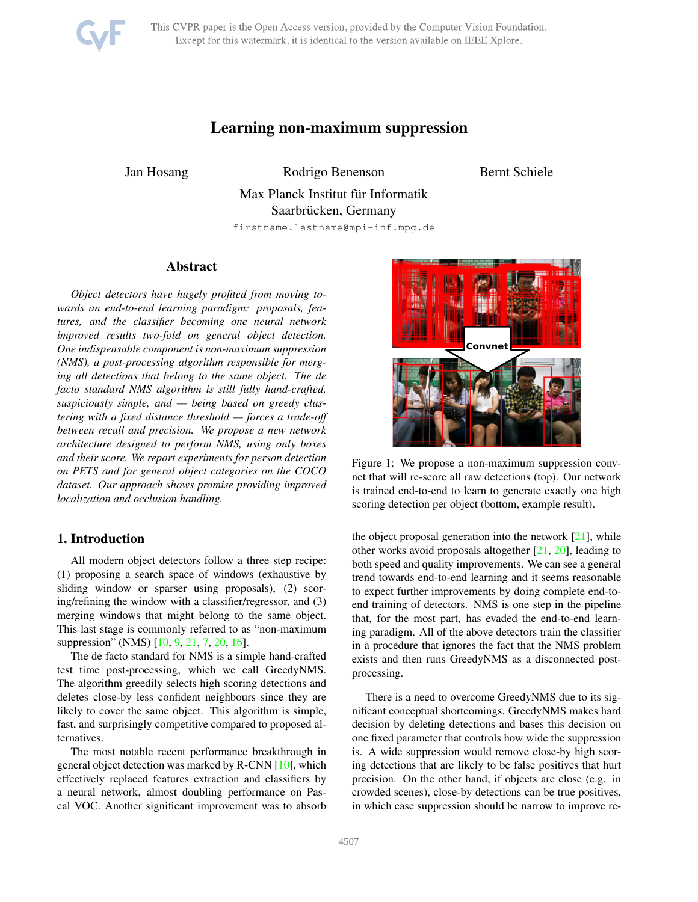# Learning non-maximum suppression

Jan Hosang Rodrigo Benenson Bernt Schiele

Max Planck Institut für Informatik
Saarbrücken, Germany

firstname.lastname@mpi-inf.mpg.de

## Abstract

*Object detectors have hugely profited from moving towards an end-to-end learning paradigm: proposals, features, and the classifier becoming one neural network improved results two-fold on general object detection. One indispensable component is non-maximum suppression (NMS), a post-processing algorithm responsible for merging all detections that belong to the same object. The de facto standard NMS algorithm is still fully hand-crafted, suspiciously simple, and — being based on greedy clustering with a fixed distance threshold — forces a trade-off between recall and precision. We propose a new network architecture designed to perform NMS, using only boxes and their score. We report experiments for person detection on PETS and for general object categories on the COCO dataset. Our approach shows promise providing improved localization and occlusion handling.*

Figure 1: We propose a non-maximum suppression convnet that will re-score all raw detections (top). Our network is trained end-to-end to learn to generate exactly one high scoring detection per object (bottom, example result).

## 1. Introduction

All modern object detectors follow a three step recipe: (1) proposing a search space of windows (exhaustive by sliding window or sparser using proposals), (2) scoring/refining the window with a classifier/regressor, and (3) merging windows that might belong to the same object. This last stage is commonly referred to as "non-maximum suppression" (NMS) [10, 9, 21, 7, 20, 16].

The de facto standard for NMS is a simple hand-crafted test time post-processing, which we call GreedyNMS. The algorithm greedily selects high scoring detections and deletes close-by less confident neighbours since they are likely to cover the same object. This algorithm is simple, fast, and surprisingly competitive compared to proposed alternatives.

The most notable recent performance breakthrough in general object detection was marked by R-CNN [10], which effectively replaced features extraction and classifiers by a neural network, almost doubling performance on Pascal VOC. Another significant improvement was to absorb the object proposal generation into the network [21], while other works avoid proposals altogether [21, 20], leading to both speed and quality improvements. We can see a general trend towards end-to-end learning and it seems reasonable to expect further improvements by doing complete end-to-end training of detectors. NMS is one step in the pipeline that, for the most part, has evaded the end-to-end learning paradigm. All of the above detectors train the classifier in a procedure that ignores the fact that the NMS problem exists and then runs GreedyNMS as a disconnected post-processing.

There is a need to overcome GreedyNMS due to its significant conceptual shortcomings. GreedyNMS makes hard decision by deleting detections and bases this decision on one fixed parameter that controls how wide the suppression is. A wide suppression would remove close-by high scoring detections that are likely to be false positives that hurt precision. On the other hand, if objects are close (e.g. in crowded scenes), close-by detections can be true positives, in which case suppression should be narrow to improve re-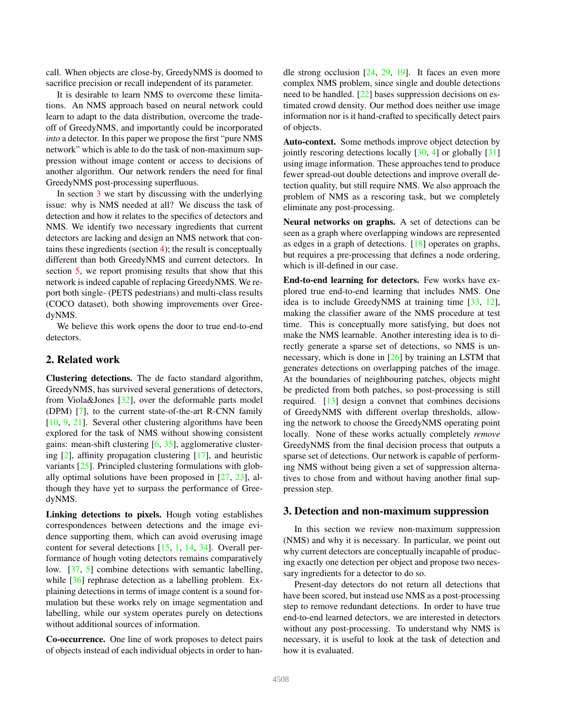call. When objects are close-by, GreedyNMS is doomed to sacrifice precision or recall independent of its parameter.

It is desirable to learn NMS to overcome these limitations. An NMS approach based on neural network could learn to adapt to the data distribution, overcome the tradeoff of GreedyNMS, and importantly could be incorporated *into* a detector. In this paper we propose the first "pure NMS network" which is able to do the task of non-maximum suppression without image content or access to decisions of another algorithm. Our network renders the need for final GreedyNMS post-processing superfluous.

In section 3 we start by discussing with the underlying issue: why is NMS needed at all? We discuss the task of detection and how it relates to the specifics of detectors and NMS. We identify two necessary ingredients that current detectors are lacking and design an NMS network that contains these ingredients (section 4); the result is conceptually different than both GreedyNMS and current detectors. In section 5, we report promising results that show that this network is indeed capable of replacing GreedyNMS. We report both single- (PETS pedestrians) and multi-class results (COCO dataset), both showing improvements over GreedyNMS.

We believe this work opens the door to true end-to-end detectors.

## 2. Related work

**Clustering detections.** The de facto standard algorithm, GreedyNMS, has survived several generations of detectors, from Viola&Jones [32], over the deformable parts model (DPM) [7], to the current state-of-the-art R-CNN family [10, 9, 21]. Several other clustering algorithms have been explored for the task of NMS without showing consistent gains: mean-shift clustering [6, 35], agglomerative clustering [2], affinity propagation clustering [17], and heuristic variants [25]. Principled clustering formulations with globally optimal solutions have been proposed in [27, 23], although they have yet to surpass the performance of GreedyNMS.

**Linking detections to pixels.** Hough voting establishes correspondences between detections and the image evidence supporting them, which can avoid overusing image content for several detections [15, 1, 14, 34]. Overall performance of hough voting detectors remains comparatively low. [37, 5] combine detections with semantic labelling, while [36] rephrase detection as a labelling problem. Explaining detections in terms of image content is a sound formulation but these works rely on image segmentation and labelling, while our system operates purely on detections without additional sources of information.

**Co-occurrence.** One line of work proposes to detect pairs of objects instead of each individual objects in order to handle strong occlusion [24, 29, 19]. It faces an even more complex NMS problem, since single and double detections need to be handled. [22] bases suppression decisions on estimated crowd density. Our method does neither use image information nor is it hand-crafted to specifically detect pairs of objects.

**Auto-context.** Some methods improve object detection by jointly rescoring detections locally [30, 4] or globally [31] using image information. These approaches tend to produce fewer spread-out double detections and improve overall detection quality, but still require NMS. We also approach the problem of NMS as a rescoring task, but we completely eliminate any post-processing.

**Neural networks on graphs.** A set of detections can be seen as a graph where overlapping windows are represented as edges in a graph of detections. [18] operates on graphs, but requires a pre-processing that defines a node ordering, which is ill-defined in our case.

**End-to-end learning for detectors.** Few works have explored true end-to-end learning that includes NMS. One idea is to include GreedyNMS at training time [33, 12], making the classifier aware of the NMS procedure at test time. This is conceptually more satisfying, but does not make the NMS learnable. Another interesting idea is to directly generate a sparse set of detections, so NMS is unnecessary, which is done in [26] by training an LSTM that generates detections on overlapping patches of the image. At the boundaries of neighbouring patches, objects might be predicted from both patches, so post-processing is still required. [13] design a convnet that combines decisions of GreedyNMS with different overlap thresholds, allowing the network to choose the GreedyNMS operating point locally. None of these works actually completely *remove* GreedyNMS from the final decision process that outputs a sparse set of detections. Our network is capable of performing NMS without being given a set of suppression alternatives to chose from and without having another final suppression step.

## 3. Detection and non-maximum suppression

In this section we review non-maximum suppression (NMS) and why it is necessary. In particular, we point out why current detectors are conceptually incapable of producing exactly one detection per object and propose two necessary ingredients for a detector to do so.

Present-day detectors do not return all detections that have been scored, but instead use NMS as a post-processing step to remove redundant detections. In order to have true end-to-end learned detectors, we are interested in detectors without any post-processing. To understand why NMS is necessary, it is useful to look at the task of detection and how it is evaluated.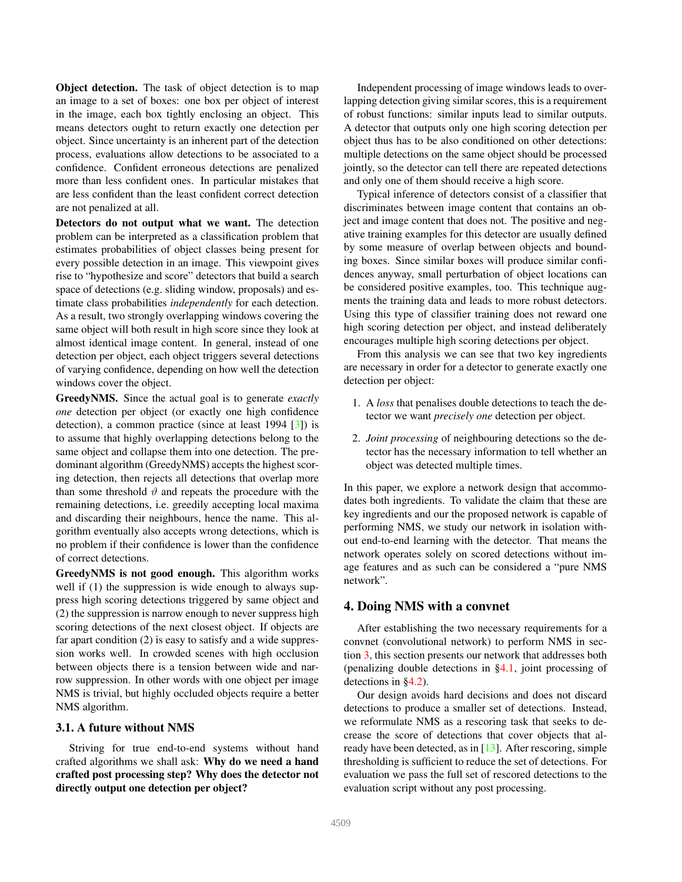**Object detection.** The task of object detection is to map an image to a set of boxes: one box per object of interest in the image, each box tightly enclosing an object. This means detectors ought to return exactly one detection per object. Since uncertainty is an inherent part of the detection process, evaluations allow detections to be associated to a confidence. Confident erroneous detections are penalized more than less confident ones. In particular mistakes that are less confident than the least confident correct detection are not penalized at all.

**Detectors do not output what we want.** The detection problem can be interpreted as a classification problem that estimates probabilities of object classes being present for every possible detection in an image. This viewpoint gives rise to "hypothesize and score" detectors that build a search space of detections (e.g. sliding window, proposals) and estimate class probabilities *independently* for each detection. As a result, two strongly overlapping windows covering the same object will both result in high score since they look at almost identical image content. In general, instead of one detection per object, each object triggers several detections of varying confidence, depending on how well the detection windows cover the object.

**GreedyNMS.** Since the actual goal is to generate *exactly one* detection per object (or exactly one high confidence detection), a common practice (since at least 1994 [3]) is to assume that highly overlapping detections belong to the same object and collapse them into one detection. The predominant algorithm (GreedyNMS) accepts the highest scoring detection, then rejects all detections that overlap more than some threshold $\vartheta$ and repeats the procedure with the remaining detections, i.e. greedily accepting local maxima and discarding their neighbours, hence the name. This algorithm eventually also accepts wrong detections, which is no problem if their confidence is lower than the confidence of correct detections.

**GreedyNMS is not good enough.** This algorithm works well if (1) the suppression is wide enough to always suppress high scoring detections triggered by same object and (2) the suppression is narrow enough to never suppress high scoring detections of the next closest object. If objects are far apart condition (2) is easy to satisfy and a wide suppression works well. In crowded scenes with high occlusion between objects there is a tension between wide and narrow suppression. In other words with one object per image NMS is trivial, but highly occluded objects require a better NMS algorithm.

### 3.1. A future without NMS

Striving for true end-to-end systems without hand crafted algorithms we shall ask: **Why do we need a hand crafted post processing step? Why does the detector not directly output one detection per object?**

Independent processing of image windows leads to overlapping detection giving similar scores, this is a requirement of robust functions: similar inputs lead to similar outputs. A detector that outputs only one high scoring detection per object thus has to be also conditioned on other detections: multiple detections on the same object should be processed jointly, so the detector can tell there are repeated detections and only one of them should receive a high score.

Typical inference of detectors consist of a classifier that discriminates between image content that contains an object and image content that does not. The positive and negative training examples for this detector are usually defined by some measure of overlap between objects and bounding boxes. Since similar boxes will produce similar confidences anyway, small perturbation of object locations can be considered positive examples, too. This technique augments the training data and leads to more robust detectors. Using this type of classifier training does not reward one high scoring detection per object, and instead deliberately encourages multiple high scoring detections per object.

From this analysis we can see that two key ingredients are necessary in order for a detector to generate exactly one detection per object:

1. A *loss* that penalises double detections to teach the detector we want *precisely one* detection per object.
2. *Joint processing* of neighbouring detections so the detector has the necessary information to tell whether an object was detected multiple times.

In this paper, we explore a network design that accommodates both ingredients. To validate the claim that these are key ingredients and our the proposed network is capable of performing NMS, we study our network in isolation without end-to-end learning with the detector. That means the network operates solely on scored detections without image features and as such can be considered a "pure NMS network".

## 4. Doing NMS with a convnet

After establishing the two necessary requirements for a convnet (convolutional network) to perform NMS in section 3, this section presents our network that addresses both (penalizing double detections in §4.1, joint processing of detections in §4.2).

Our design avoids hard decisions and does not discard detections to produce a smaller set of detections. Instead, we reformulate NMS as a rescoring task that seeks to decrease the score of detections that cover objects that already have been detected, as in [13]. After rescoring, simple thresholding is sufficient to reduce the set of detections. For evaluation we pass the full set of rescored detections to the evaluation script without any post processing.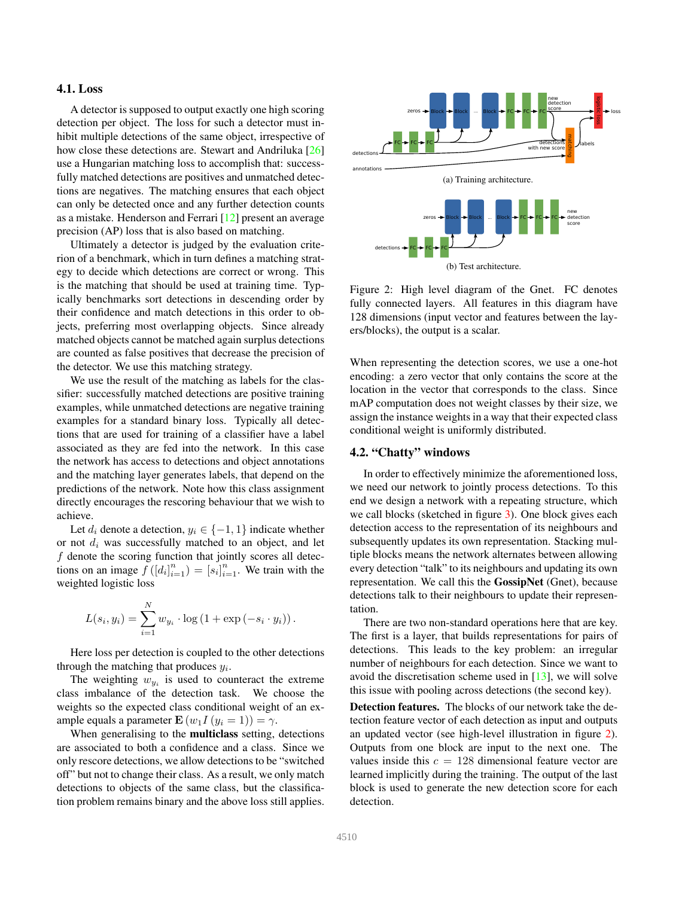### 4.1. Loss

A detector is supposed to output exactly one high scoring detection per object. The loss for such a detector must inhibit multiple detections of the same object, irrespective of how close these detections are. Stewart and Andriluka [26] use a Hungarian matching loss to accomplish that: successfully matched detections are positives and unmatched detections are negatives. The matching ensures that each object can only be detected once and any further detection counts as a mistake. Henderson and Ferrari [12] present an average precision (AP) loss that is also based on matching.

Ultimately a detector is judged by the evaluation criterion of a benchmark, which in turn defines a matching strategy to decide which detections are correct or wrong. This is the matching that should be used at training time. Typically benchmarks sort detections in descending order by their confidence and match detections in this order to objects, preferring most overlapping objects. Since already matched objects cannot be matched again surplus detections are counted as false positives that decrease the precision of the detector. We use this matching strategy.

We use the result of the matching as labels for the classifier: successfully matched detections are positive training examples, while unmatched detections are negative training examples for a standard binary loss. Typically all detections that are used for training of a classifier have a label associated as they are fed into the network. In this case the network has access to detections and object annotations and the matching layer generates labels, that depend on the predictions of the network. Note how this class assignment directly encourages the rescoring behaviour that we wish to achieve.

Let $d_i$ denote a detection, $y_i \in \{-1, 1\}$ indicate whether or not $d_i$ was successfully matched to an object, and let $f$ denote the scoring function that jointly scores all detections on an image $f\left([d_i]_{i=1}^n\right) = [s_i]_{i=1}^n$. We train with the weighted logistic loss

$$L(s_i, y_i) = \sum_{i=1}^{N} w_{y_i} \cdot \log\left(1 + \exp\left(-s_i \cdot y_i\right)\right).$$

Here loss per detection is coupled to the other detections through the matching that produces $y_i$.

The weighting $w_{y_i}$ is used to counteract the extreme class imbalance of the detection task. We choose the weights so the expected class conditional weight of an example equals a parameter $\mathbf{E}\left(w_1 I\left(y_i = 1\right)\right) = \gamma$.

When generalising to the **multiclass** setting, detections are associated to both a confidence and a class. Since we only rescore detections, we allow detections to be "switched off" but not to change their class. As a result, we only match detections to objects of the same class, but the classification problem remains binary and the above loss still applies.

(a) Training architecture.

(b) Test architecture.

Figure 2: High level diagram of the Gnet. FC denotes fully connected layers. All features in this diagram have 128 dimensions (input vector and features between the layers/blocks), the output is a scalar.

When representing the detection scores, we use a one-hot encoding: a zero vector that only contains the score at the location in the vector that corresponds to the class. Since mAP computation does not weight classes by their size, we assign the instance weights in a way that their expected class conditional weight is uniformly distributed.

### 4.2. "Chatty" windows

In order to effectively minimize the aforementioned loss, we need our network to jointly process detections. To this end we design a network with a repeating structure, which we call blocks (sketched in figure 3). One block gives each detection access to the representation of its neighbours and subsequently updates its own representation. Stacking multiple blocks means the network alternates between allowing every detection "talk" to its neighbours and updating its own representation. We call this the **GossipNet** (Gnet), because detections talk to their neighbours to update their representation.

There are two non-standard operations here that are key. The first is a layer, that builds representations for pairs of detections. This leads to the key problem: an irregular number of neighbours for each detection. Since we want to avoid the discretisation scheme used in [13], we will solve this issue with pooling across detections (the second key).

**Detection features.** The blocks of our network take the detection feature vector of each detection as input and outputs an updated vector (see high-level illustration in figure 2). Outputs from one block are input to the next one. The values inside this $c = 128$ dimensional feature vector are learned implicitly during the training. The output of the last block is used to generate the new detection score for each detection.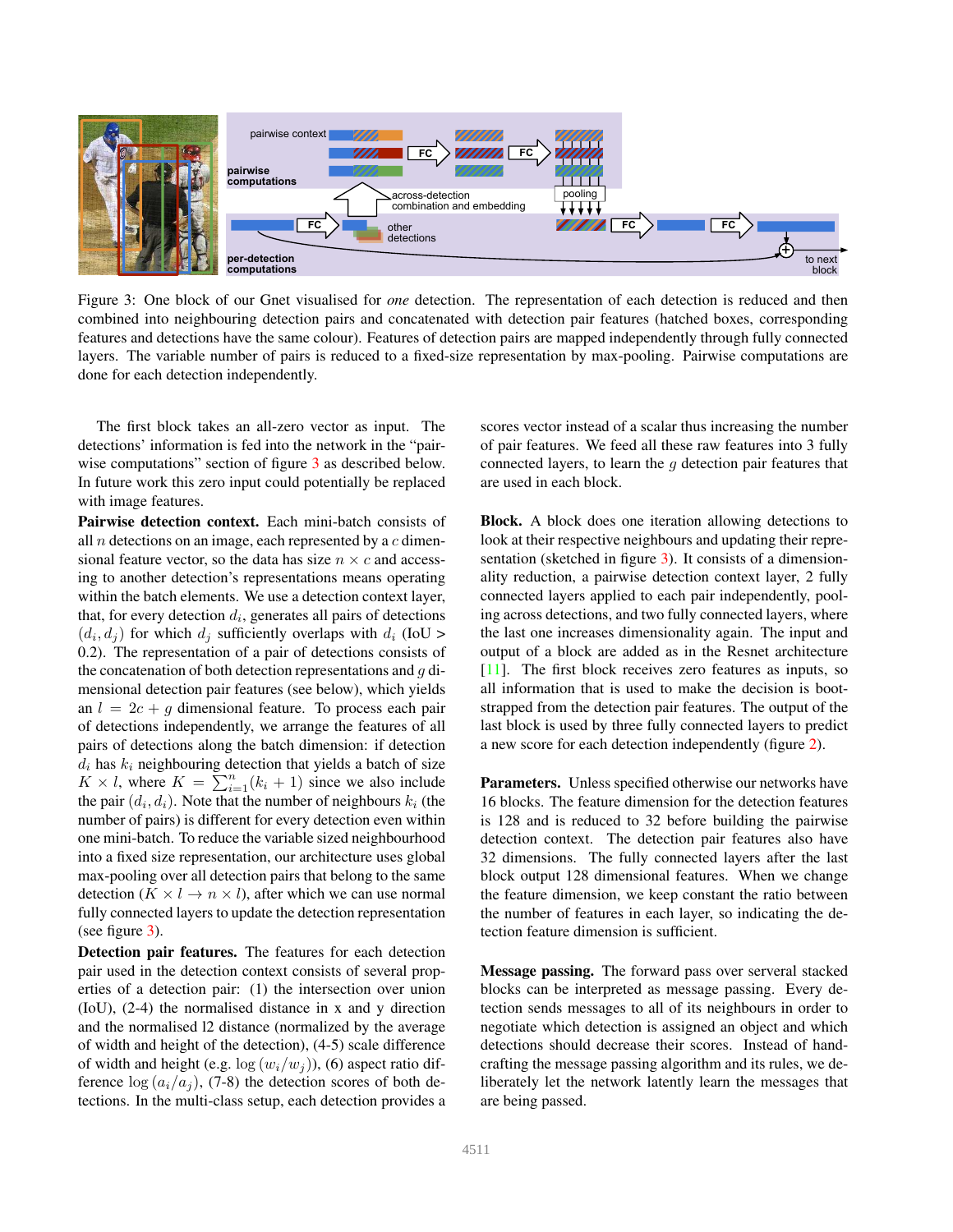Figure 3: One block of our Gnet visualised for *one* detection. The representation of each detection is reduced and then combined into neighbouring detection pairs and concatenated with detection pair features (hatched boxes, corresponding features and detections have the same colour). Features of detection pairs are mapped independently through fully connected layers. The variable number of pairs is reduced to a fixed-size representation by max-pooling. Pairwise computations are done for each detection independently.

The first block takes an all-zero vector as input. The detections' information is fed into the network in the "pairwise computations" section of figure 3 as described below. In future work this zero input could potentially be replaced with image features.

**Pairwise detection context.** Each mini-batch consists of all $n$ detections on an image, each represented by a $c$ dimensional feature vector, so the data has size $n \times c$ and accessing to another detection's representations means operating within the batch elements. We use a detection context layer, that, for every detection $d_i$, generates all pairs of detections $(d_i, d_j)$ for which $d_j$ sufficiently overlaps with $d_i$ (IoU > 0.2). The representation of a pair of detections consists of the concatenation of both detection representations and $g$ dimensional detection pair features (see below), which yields an $l = 2c + g$ dimensional feature. To process each pair of detections independently, we arrange the features of all pairs of detections along the batch dimension: if detection $d_i$ has $k_i$ neighbouring detection that yields a batch of size $K \times l$, where $K = \sum_{i=1}^{n}(k_i + 1)$ since we also include the pair $(d_i, d_i)$. Note that the number of neighbours $k_i$ (the number of pairs) is different for every detection even within one mini-batch. To reduce the variable sized neighbourhood into a fixed size representation, our architecture uses global max-pooling over all detection pairs that belong to the same detection ($K \times l \rightarrow n \times l$), after which we can use normal fully connected layers to update the detection representation (see figure 3).

**Detection pair features.** The features for each detection pair used in the detection context consists of several properties of a detection pair: (1) the intersection over union (IoU), (2-4) the normalised distance in x and y direction and the normalised l2 distance (normalized by the average of width and height of the detection), (4-5) scale difference of width and height (e.g. $\log(w_i/w_j)$), (6) aspect ratio difference $\log(a_i/a_j)$, (7-8) the detection scores of both detections. In the multi-class setup, each detection provides a scores vector instead of a scalar thus increasing the number of pair features. We feed all these raw features into 3 fully connected layers, to learn the $g$ detection pair features that are used in each block.

**Block.** A block does one iteration allowing detections to look at their respective neighbours and updating their representation (sketched in figure 3). It consists of a dimensionality reduction, a pairwise detection context layer, 2 fully connected layers applied to each pair independently, pooling across detections, and two fully connected layers, where the last one increases dimensionality again. The input and output of a block are added as in the Resnet architecture [11]. The first block receives zero features as inputs, so all information that is used to make the decision is bootstrapped from the detection pair features. The output of the last block is used by three fully connected layers to predict a new score for each detection independently (figure 2).

**Parameters.** Unless specified otherwise our networks have 16 blocks. The feature dimension for the detection features is 128 and is reduced to 32 before building the pairwise detection context. The detection pair features also have 32 dimensions. The fully connected layers after the last block output 128 dimensional features. When we change the feature dimension, we keep constant the ratio between the number of features in each layer, so indicating the detection feature dimension is sufficient.

**Message passing.** The forward pass over serveral stacked blocks can be interpreted as message passing. Every detection sends messages to all of its neighbours in order to negotiate which detection is assigned an object and which detections should decrease their scores. Instead of handcrafting the message passing algorithm and its rules, we deliberately let the network latently learn the messages that are being passed.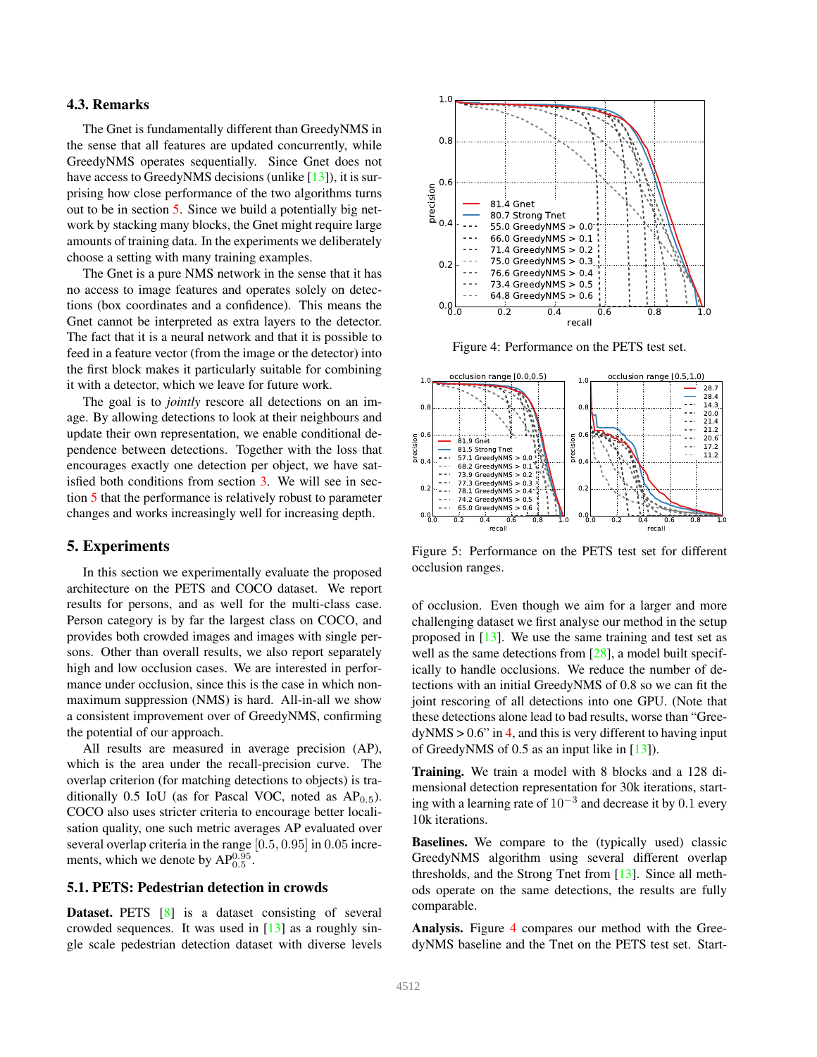### 4.3. Remarks

The Gnet is fundamentally different than GreedyNMS in the sense that all features are updated concurrently, while GreedyNMS operates sequentially. Since Gnet does not have access to GreedyNMS decisions (unlike [13]), it is surprising how close performance of the two algorithms turns out to be in section 5. Since we build a potentially big network by stacking many blocks, the Gnet might require large amounts of training data. In the experiments we deliberately choose a setting with many training examples.

The Gnet is a pure NMS network in the sense that it has no access to image features and operates solely on detections (box coordinates and a confidence). This means the Gnet cannot be interpreted as extra layers to the detector. The fact that it is a neural network and that it is possible to feed in a feature vector (from the image or the detector) into the first block makes it particularly suitable for combining it with a detector, which we leave for future work.

The goal is to *jointly* rescore all detections on an image. By allowing detections to look at their neighbours and update their own representation, we enable conditional dependence between detections. Together with the loss that encourages exactly one detection per object, we have satisfied both conditions from section 3. We will see in section 5 that the performance is relatively robust to parameter changes and works increasingly well for increasing depth.

## 5. Experiments

In this section we experimentally evaluate the proposed architecture on the PETS and COCO dataset. We report results for persons, and as well for the multi-class case. Person category is by far the largest class on COCO, and provides both crowded images and images with single persons. Other than overall results, we also report separately high and low occlusion cases. We are interested in performance under occlusion, since this is the case in which non-maximum suppression (NMS) is hard. All-in-all we show a consistent improvement over of GreedyNMS, confirming the potential of our approach.

All results are measured in average precision (AP), which is the area under the recall-precision curve. The overlap criterion (for matching detections to objects) is traditionally 0.5 IoU (as for Pascal VOC, noted as $\text{AP}_{0.5}$). COCO also uses stricter criteria to encourage better localisation quality, one such metric averages AP evaluated over several overlap criteria in the range $[0.5, 0.95]$ in $0.05$ increments, which we denote by $\text{AP}_{0.5}^{0.95}$.

### 5.1. PETS: Pedestrian detection in crowds

**Dataset.** PETS [8] is a dataset consisting of several crowded sequences. It was used in [13] as a roughly single scale pedestrian detection dataset with diverse levels of occlusion. Even though we aim for a larger and more challenging dataset we first analyse our method in the setup proposed in [13]. We use the same training and test set as well as the same detections from [28], a model built specifically to handle occlusions. We reduce the number of detections with an initial GreedyNMS of 0.8 so we can fit the joint rescoring of all detections into one GPU. (Note that these detections alone lead to bad results, worse than "GreedyNMS > 0.6" in 4, and this is very different to having input of GreedyNMS of 0.5 as an input like in [13]).

Figure 4: Performance on the PETS test set.

Figure 5: Performance on the PETS test set for different occlusion ranges.

**Training.** We train a model with 8 blocks and a 128 dimensional detection representation for 30k iterations, starting with a learning rate of $10^{-3}$ and decrease it by $0.1$ every 10k iterations.

**Baselines.** We compare to the (typically used) classic GreedyNMS algorithm using several different overlap thresholds, and the Strong Tnet from [13]. Since all methods operate on the same detections, the results are fully comparable.

**Analysis.** Figure 4 compares our method with the GreedyNMS baseline and the Tnet on the PETS test set. Start-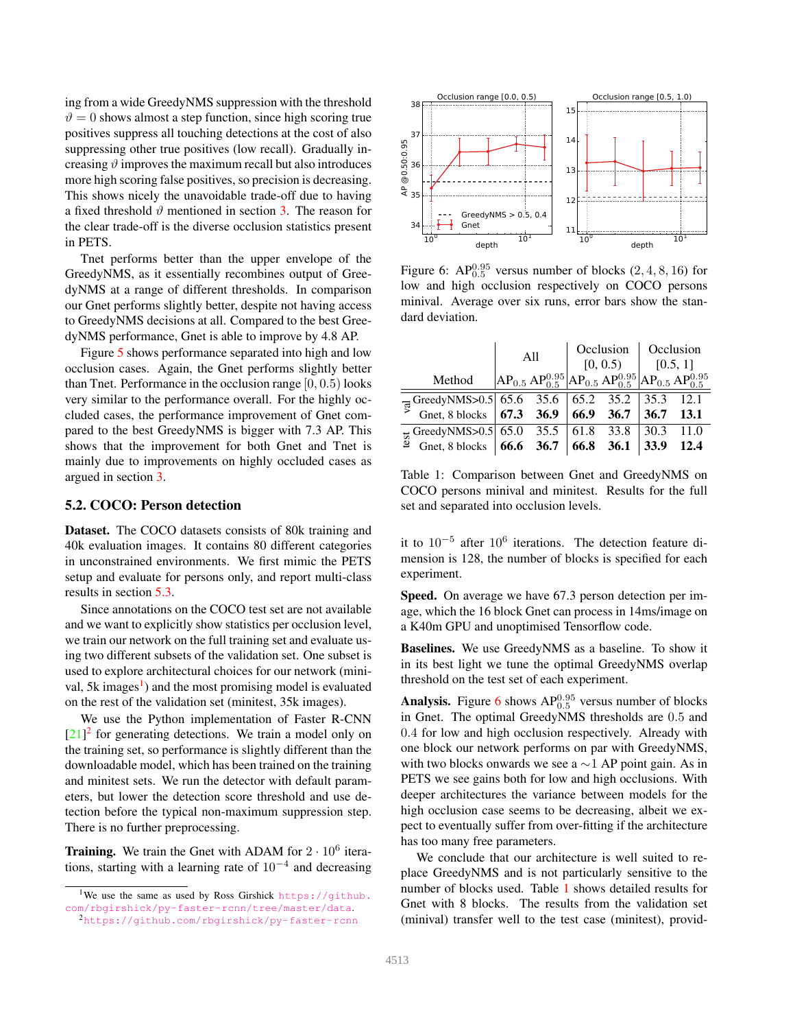ing from a wide GreedyNMS suppression with the threshold $\vartheta = 0$ shows almost a step function, since high scoring true positives suppress all touching detections at the cost of also suppressing other true positives (low recall). Gradually increasing $\vartheta$ improves the maximum recall but also introduces more high scoring false positives, so precision is decreasing. This shows nicely the unavoidable trade-off due to having a fixed threshold $\vartheta$ mentioned in section 3. The reason for the clear trade-off is the diverse occlusion statistics present in PETS.

Tnet performs better than the upper envelope of the GreedyNMS, as it essentially recombines output of GreedyNMS at a range of different thresholds. In comparison our Gnet performs slightly better, despite not having access to GreedyNMS decisions at all. Compared to the best GreedyNMS performance, Gnet is able to improve by 4.8 AP.

Figure 5 shows performance separated into high and low occlusion cases. Again, the Gnet performs slightly better than Tnet. Performance in the occlusion range $[0, 0.5)$ looks very similar to the performance overall. For the highly occluded cases, the performance improvement of Gnet compared to the best GreedyNMS is bigger with 7.3 AP. This shows that the improvement for both Gnet and Tnet is mainly due to improvements on highly occluded cases as argued in section 3.

### 5.2. COCO: Person detection

**Dataset.** The COCO datasets consists of 80k training and 40k evaluation images. It contains 80 different categories in unconstrained environments. We first mimic the PETS setup and evaluate for persons only, and report multi-class results in section 5.3.

Since annotations on the COCO test set are not available and we want to explicitly show statistics per occlusion level, we train our network on the full training set and evaluate using two different subsets of the validation set. One subset is used to explore architectural choices for our network (minival, 5k images[1]) and the most promising model is evaluated on the rest of the validation set (minitest, 35k images).

We use the Python implementation of Faster R-CNN [21][2] for generating detections. We train a model only on the training set, so performance is slightly different than the downloadable model, which has been trained on the training and minitest sets. We run the detector with default parameters, but lower the detection score threshold and use detection before the typical non-maximum suppression step. There is no further preprocessing.

**Training.** We train the Gnet with ADAM for $2 \cdot 10^6$ iterations, starting with a learning rate of $10^{-4}$ and decreasing it to $10^{-5}$ after $10^6$ iterations. The detection feature dimension is 128, the number of blocks is specified for each experiment.

Figure 6: $\text{AP}_{0.5}^{0.95}$ versus number of blocks (2, 4, 8, 16) for low and high occlusion respectively on COCO persons minival. Average over six runs, error bars show the standard deviation.

| | Method | All | | Occlusion [0, 0.5) | | Occlusion [0.5, 1] | |
|---|---|---|---|---|---|---|---|
| | | $\text{AP}_{0.5}$ | $\text{AP}_{0.5}^{0.95}$ | $\text{AP}_{0.5}$ | $\text{AP}_{0.5}^{0.95}$ | $\text{AP}_{0.5}$ | $\text{AP}_{0.5}^{0.95}$ |
| val | GreedyNMS>0.5 | 65.6 | 35.6 | 65.2 | 35.2 | 35.3 | 12.1 |
| val | Gnet, 8 blocks | **67.3** | **36.9** | **66.9** | **36.7** | **36.7** | **13.1** |
| test | GreedyNMS>0.5 | 65.0 | 35.5 | 61.8 | 33.8 | 30.3 | 11.0 |
| test | Gnet, 8 blocks | **66.6** | **36.7** | **66.8** | **36.1** | **33.9** | **12.4** |

Table 1: Comparison between Gnet and GreedyNMS on COCO persons minival and minitest. Results for the full set and separated into occlusion levels.

**Speed.** On average we have 67.3 person detection per image, which the 16 block Gnet can process in 14ms/image on a K40m GPU and unoptimised Tensorflow code.

**Baselines.** We use GreedyNMS as a baseline. To show it in its best light we tune the optimal GreedyNMS overlap threshold on the test set of each experiment.

**Analysis.** Figure 6 shows $\text{AP}_{0.5}^{0.95}$ versus number of blocks in Gnet. The optimal GreedyNMS thresholds are 0.5 and 0.4 for low and high occlusion respectively. Already with one block our network performs on par with GreedyNMS, with two blocks onwards we see a $\sim$1 AP point gain. As in PETS we see gains both for low and high occlusions. With deeper architectures the variance between models for the high occlusion case seems to be decreasing, albeit we expect to eventually suffer from over-fitting if the architecture has too many free parameters.

We conclude that our architecture is well suited to replace GreedyNMS and is not particularly sensitive to the number of blocks used. Table 1 shows detailed results for Gnet with 8 blocks. The results from the validation set (minival) transfer well to the test case (minitest), provid-

[1] We use the same as used by Ross Girshick https://github.com/rbgirshick/py-faster-rcnn/tree/master/data.

[2] https://github.com/rbgirshick/py-faster-rcnn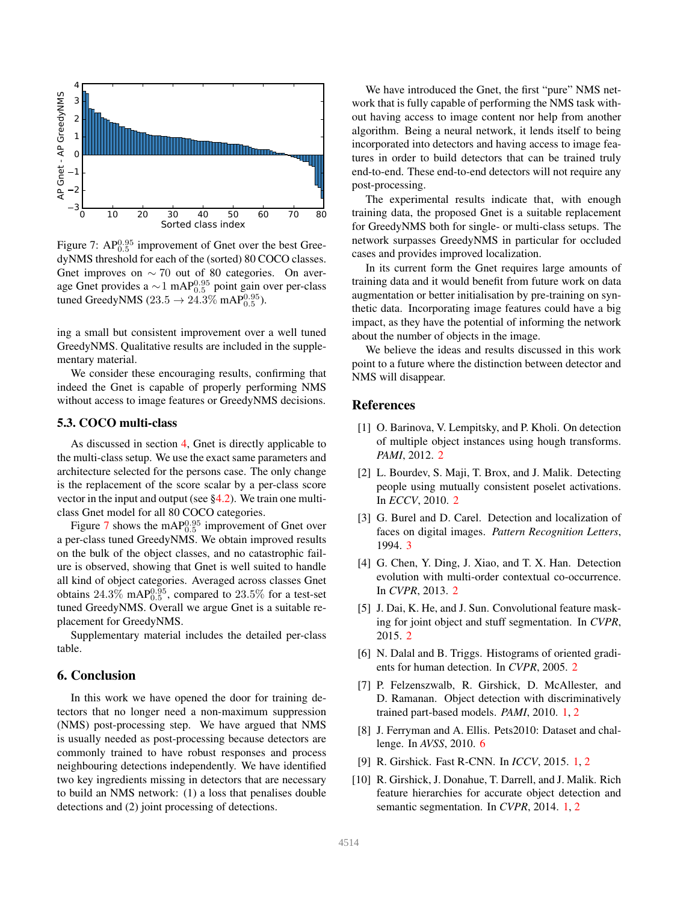Figure 7: $\text{AP}_{0.5}^{0.95}$ improvement of Gnet over the best GreedyNMS threshold for each of the (sorted) 80 COCO classes. Gnet improves on $\sim 70$ out of 80 categories. On average Gnet provides a $\sim 1$ $\text{mAP}_{0.5}^{0.95}$ point gain over per-class tuned GreedyNMS ($23.5 \rightarrow 24.3\%$ $\text{mAP}_{0.5}^{0.95}$).

ing a small but consistent improvement over a well tuned GreedyNMS. Qualitative results are included in the supplementary material.

We consider these encouraging results, confirming that indeed the Gnet is capable of properly performing NMS without access to image features or GreedyNMS decisions.

### 5.3. COCO multi-class

As discussed in section 4, Gnet is directly applicable to the multi-class setup. We use the exact same parameters and architecture selected for the persons case. The only change is the replacement of the score scalar by a per-class score vector in the input and output (see §4.2). We train one multi-class Gnet model for all 80 COCO categories.

Figure 7 shows the $\text{mAP}_{0.5}^{0.95}$ improvement of Gnet over a per-class tuned GreedyNMS. We obtain improved results on the bulk of the object classes, and no catastrophic failure is observed, showing that Gnet is well suited to handle all kind of object categories. Averaged across classes Gnet obtains $24.3\%$ $\text{mAP}_{0.5}^{0.95}$, compared to $23.5\%$ for a test-set tuned GreedyNMS. Overall we argue Gnet is a suitable replacement for GreedyNMS.

Supplementary material includes the detailed per-class table.

## 6. Conclusion

In this work we have opened the door for training detectors that no longer need a non-maximum suppression (NMS) post-processing step. We have argued that NMS is usually needed as post-processing because detectors are commonly trained to have robust responses and process neighbouring detections independently. We have identified two key ingredients missing in detectors that are necessary to build an NMS network: (1) a loss that penalises double detections and (2) joint processing of detections.

We have introduced the Gnet, the first "pure" NMS network that is fully capable of performing the NMS task without having access to image content nor help from another algorithm. Being a neural network, it lends itself to being incorporated into detectors and having access to image features in order to build detectors that can be trained truly end-to-end. These end-to-end detectors will not require any post-processing.

The experimental results indicate that, with enough training data, the proposed Gnet is a suitable replacement for GreedyNMS both for single- or multi-class setups. The network surpasses GreedyNMS in particular for occluded cases and provides improved localization.

In its current form the Gnet requires large amounts of training data and it would benefit from future work on data augmentation or better initialisation by pre-training on synthetic data. Incorporating image features could have a big impact, as they have the potential of informing the network about the number of objects in the image.

We believe the ideas and results discussed in this work point to a future where the distinction between detector and NMS will disappear.

## References

[1] O. Barinova, V. Lempitsky, and P. Kholi. On detection of multiple object instances using hough transforms. *PAMI*, 2012. 2

[2] L. Bourdev, S. Maji, T. Brox, and J. Malik. Detecting people using mutually consistent poselet activations. In *ECCV*, 2010. 2

[3] G. Burel and D. Carel. Detection and localization of faces on digital images. *Pattern Recognition Letters*, 1994. 3

[4] G. Chen, Y. Ding, J. Xiao, and T. X. Han. Detection evolution with multi-order contextual co-occurrence. In *CVPR*, 2013. 2

[5] J. Dai, K. He, and J. Sun. Convolutional feature masking for joint object and stuff segmentation. In *CVPR*, 2015. 2

[6] N. Dalal and B. Triggs. Histograms of oriented gradients for human detection. In *CVPR*, 2005. 2

[7] P. Felzenszwalb, R. Girshick, D. McAllester, and D. Ramanan. Object detection with discriminatively trained part-based models. *PAMI*, 2010. 1, 2

[8] J. Ferryman and A. Ellis. Pets2010: Dataset and challenge. In *AVSS*, 2010. 6

[9] R. Girshick. Fast R-CNN. In *ICCV*, 2015. 1, 2

[10] R. Girshick, J. Donahue, T. Darrell, and J. Malik. Rich feature hierarchies for accurate object detection and semantic segmentation. In *CVPR*, 2014. 1, 2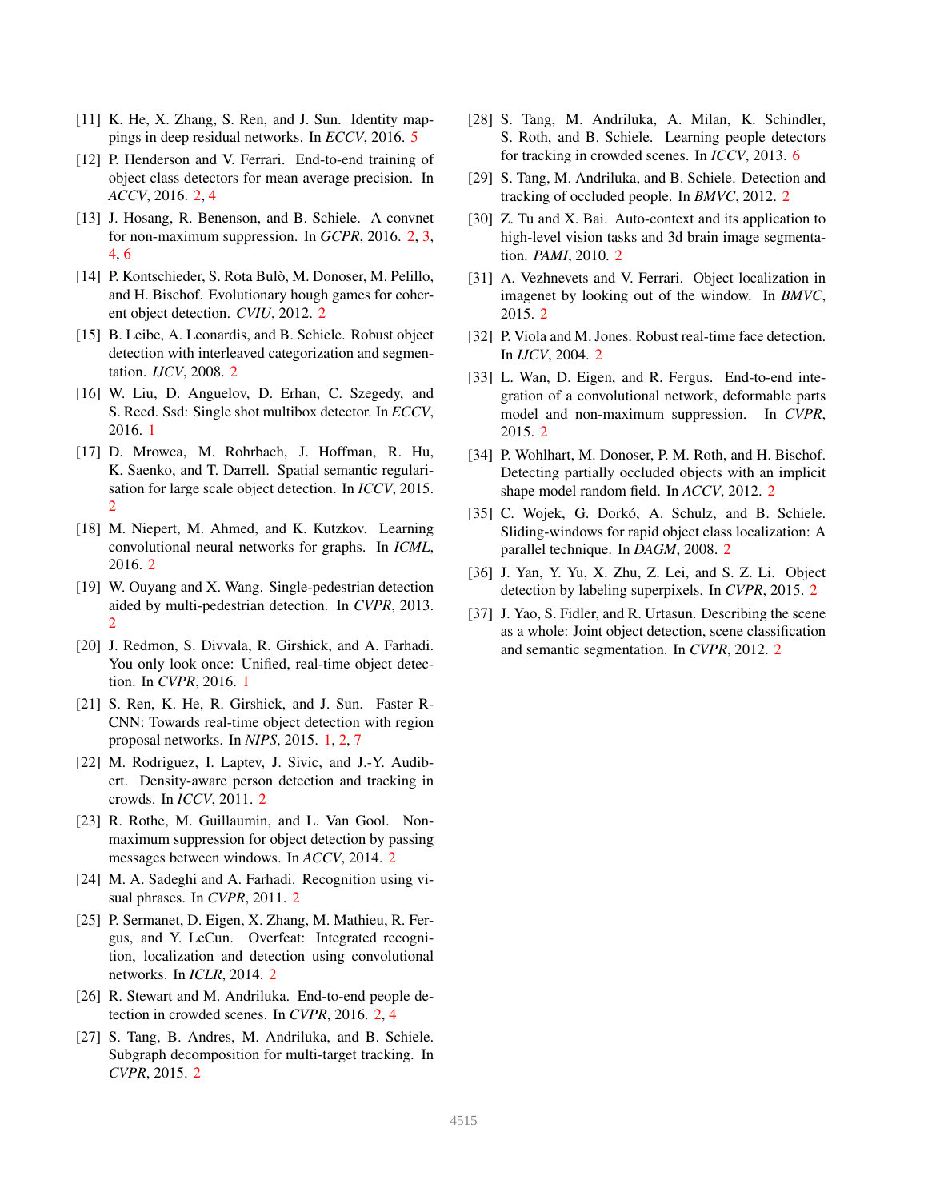[11] K. He, X. Zhang, S. Ren, and J. Sun. Identity mappings in deep residual networks. In *ECCV*, 2016. 5

[12] P. Henderson and V. Ferrari. End-to-end training of object class detectors for mean average precision. In *ACCV*, 2016. 2, 4

[13] J. Hosang, R. Benenson, and B. Schiele. A convnet for non-maximum suppression. In *GCPR*, 2016. 2, 3, 4, 6

[14] P. Kontschieder, S. Rota Bulò, M. Donoser, M. Pelillo, and H. Bischof. Evolutionary hough games for coherent object detection. *CVIU*, 2012. 2

[15] B. Leibe, A. Leonardis, and B. Schiele. Robust object detection with interleaved categorization and segmentation. *IJCV*, 2008. 2

[16] W. Liu, D. Anguelov, D. Erhan, C. Szegedy, and S. Reed. Ssd: Single shot multibox detector. In *ECCV*, 2016. 1

[17] D. Mrowca, M. Rohrbach, J. Hoffman, R. Hu, K. Saenko, and T. Darrell. Spatial semantic regularisation for large scale object detection. In *ICCV*, 2015. 2

[18] M. Niepert, M. Ahmed, and K. Kutzkov. Learning convolutional neural networks for graphs. In *ICML*, 2016. 2

[19] W. Ouyang and X. Wang. Single-pedestrian detection aided by multi-pedestrian detection. In *CVPR*, 2013. 2

[20] J. Redmon, S. Divvala, R. Girshick, and A. Farhadi. You only look once: Unified, real-time object detection. In *CVPR*, 2016. 1

[21] S. Ren, K. He, R. Girshick, and J. Sun. Faster R-CNN: Towards real-time object detection with region proposal networks. In *NIPS*, 2015. 1, 2, 7

[22] M. Rodriguez, I. Laptev, J. Sivic, and J.-Y. Audibert. Density-aware person detection and tracking in crowds. In *ICCV*, 2011. 2

[23] R. Rothe, M. Guillaumin, and L. Van Gool. Non-maximum suppression for object detection by passing messages between windows. In *ACCV*, 2014. 2

[24] M. A. Sadeghi and A. Farhadi. Recognition using visual phrases. In *CVPR*, 2011. 2

[25] P. Sermanet, D. Eigen, X. Zhang, M. Mathieu, R. Fergus, and Y. LeCun. Overfeat: Integrated recognition, localization and detection using convolutional networks. In *ICLR*, 2014. 2

[26] R. Stewart and M. Andriluka. End-to-end people detection in crowded scenes. In *CVPR*, 2016. 2, 4

[27] S. Tang, B. Andres, M. Andriluka, and B. Schiele. Subgraph decomposition for multi-target tracking. In *CVPR*, 2015. 2

[28] S. Tang, M. Andriluka, A. Milan, K. Schindler, S. Roth, and B. Schiele. Learning people detectors for tracking in crowded scenes. In *ICCV*, 2013. 6

[29] S. Tang, M. Andriluka, and B. Schiele. Detection and tracking of occluded people. In *BMVC*, 2012. 2

[30] Z. Tu and X. Bai. Auto-context and its application to high-level vision tasks and 3d brain image segmentation. *PAMI*, 2010. 2

[31] A. Vezhnevets and V. Ferrari. Object localization in imagenet by looking out of the window. In *BMVC*, 2015. 2

[32] P. Viola and M. Jones. Robust real-time face detection. In *IJCV*, 2004. 2

[33] L. Wan, D. Eigen, and R. Fergus. End-to-end integration of a convolutional network, deformable parts model and non-maximum suppression. In *CVPR*, 2015. 2

[34] P. Wohlhart, M. Donoser, P. M. Roth, and H. Bischof. Detecting partially occluded objects with an implicit shape model random field. In *ACCV*, 2012. 2

[35] C. Wojek, G. Dorkó, A. Schulz, and B. Schiele. Sliding-windows for rapid object class localization: A parallel technique. In *DAGM*, 2008. 2

[36] J. Yan, Y. Yu, X. Zhu, Z. Lei, and S. Z. Li. Object detection by labeling superpixels. In *CVPR*, 2015. 2

[37] J. Yao, S. Fidler, and R. Urtasun. Describing the scene as a whole: Joint object detection, scene classification and semantic segmentation. In *CVPR*, 2012. 2